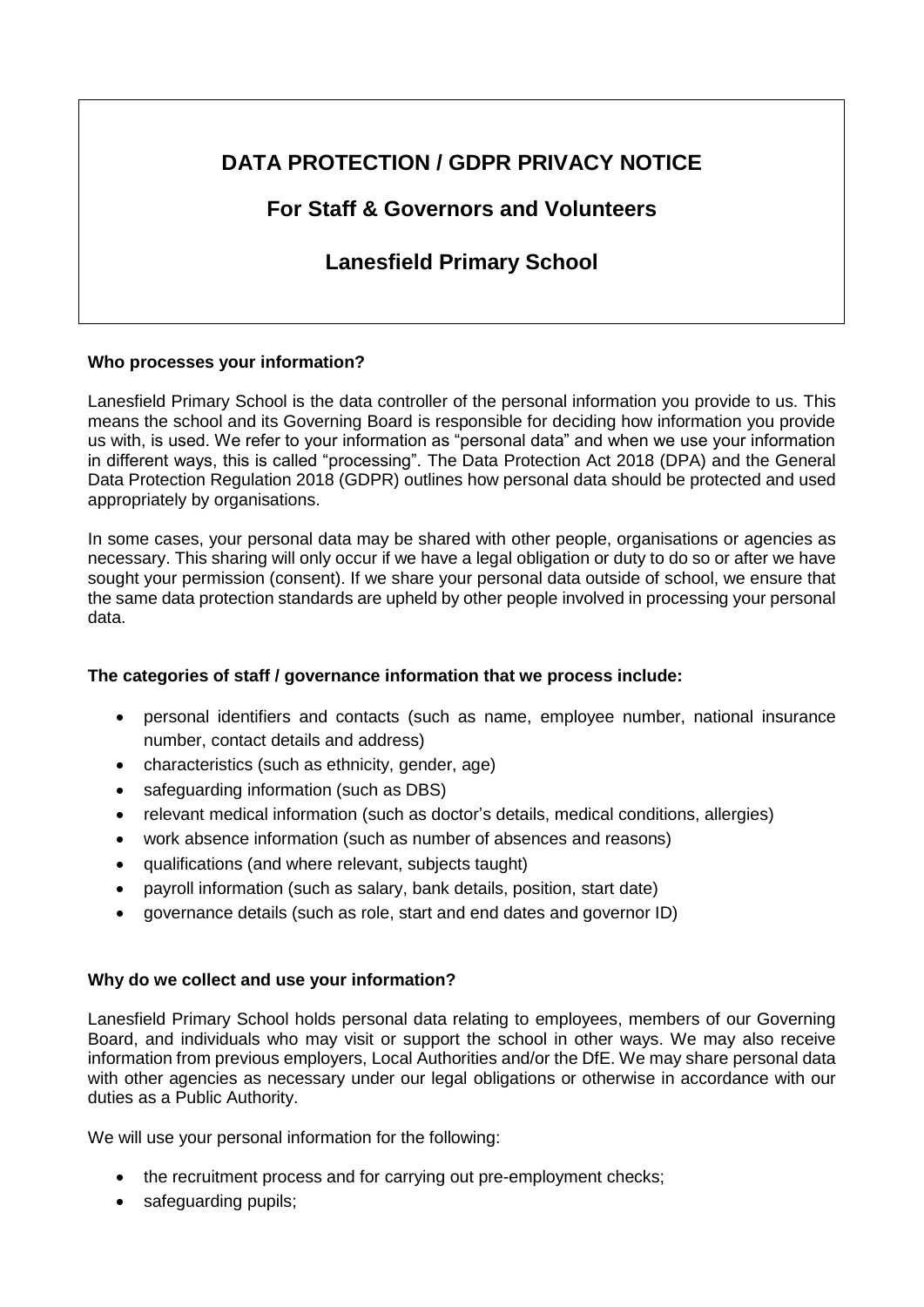# DATA PROTECTION / GDPR PRIVACY NOTICE

## For Staff & Governors and Volunteers

## Lanesfield Primary School

**Who processes your information?**

Lanesfield Primary School is the data controller of the personal information you provide to us. This means the school and its Governing Board is responsible for deciding how information you provide us with, is used. We refer to your information as "personal data" and when we use your information in different ways, this is called "processing". The Data Protection Act 2018 (DPA) and the General Data Protection Regulation 2018 (GDPR) outlines how personal data should be protected and used appropriately by organisations.

In some cases, your personal data may be shared with other people, organisations or agencies as necessary. This sharing will only occur if we have a legal obligation or duty to do so or after we have sought your permission (consent). If we share your personal data outside of school, we ensure that the same data protection standards are upheld by other people involved in processing your personal data.

**The categories of staff / governance information that we process include:**

- personal identifiers and contacts (such as name, employee number, national insurance number, contact details and address)
- characteristics (such as ethnicity, gender, age)
- safeguarding information (such as DBS)
- relevant medical information (such as doctor's details, medical conditions, allergies)
- work absence information (such as number of absences and reasons)
- qualifications (and where relevant, subjects taught)
- payroll information (such as salary, bank details, position, start date)
- governance details (such as role, start and end dates and governor ID)

**Why do we collect and use your information?**

Lanesfield Primary School holds personal data relating to employees, members of our Governing Board, and individuals who may visit or support the school in other ways. We may also receive information from previous employers, Local Authorities and/or the DfE. We may share personal data with other agencies as necessary under our legal obligations or otherwise in accordance with our duties as a Public Authority.

We will use your personal information for the following:

- the recruitment process and for carrying out pre-employment checks;
- safeguarding pupils;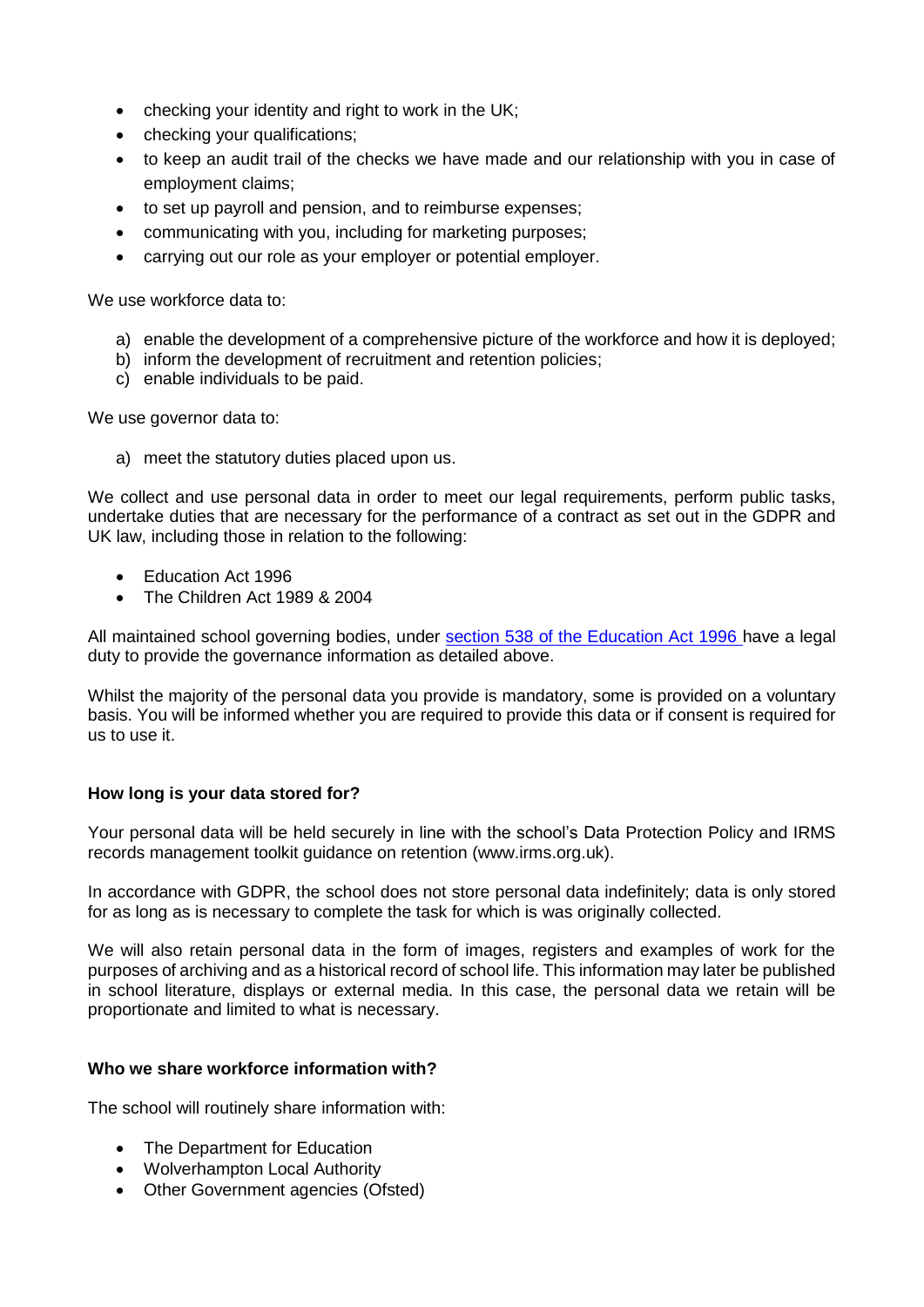- checking your identity and right to work in the UK;
- checking your qualifications;
- to keep an audit trail of the checks we have made and our relationship with you in case of employment claims;
- to set up payroll and pension, and to reimburse expenses;
- communicating with you, including for marketing purposes;
- carrying out our role as your employer or potential employer.

We use workforce data to:

a) enable the development of a comprehensive picture of the workforce and how it is deployed;
b) inform the development of recruitment and retention policies;
c) enable individuals to be paid.

We use governor data to:

a) meet the statutory duties placed upon us.

We collect and use personal data in order to meet our legal requirements, perform public tasks, undertake duties that are necessary for the performance of a contract as set out in the GDPR and UK law, including those in relation to the following:

- Education Act 1996
- The Children Act 1989 & 2004

All maintained school governing bodies, under section 538 of the Education Act 1996 have a legal duty to provide the governance information as detailed above.

Whilst the majority of the personal data you provide is mandatory, some is provided on a voluntary basis. You will be informed whether you are required to provide this data or if consent is required for us to use it.

**How long is your data stored for?**

Your personal data will be held securely in line with the school's Data Protection Policy and IRMS records management toolkit guidance on retention (www.irms.org.uk).

In accordance with GDPR, the school does not store personal data indefinitely; data is only stored for as long as is necessary to complete the task for which is was originally collected.

We will also retain personal data in the form of images, registers and examples of work for the purposes of archiving and as a historical record of school life. This information may later be published in school literature, displays or external media. In this case, the personal data we retain will be proportionate and limited to what is necessary.

**Who we share workforce information with?**

The school will routinely share information with:

- The Department for Education
- Wolverhampton Local Authority
- Other Government agencies (Ofsted)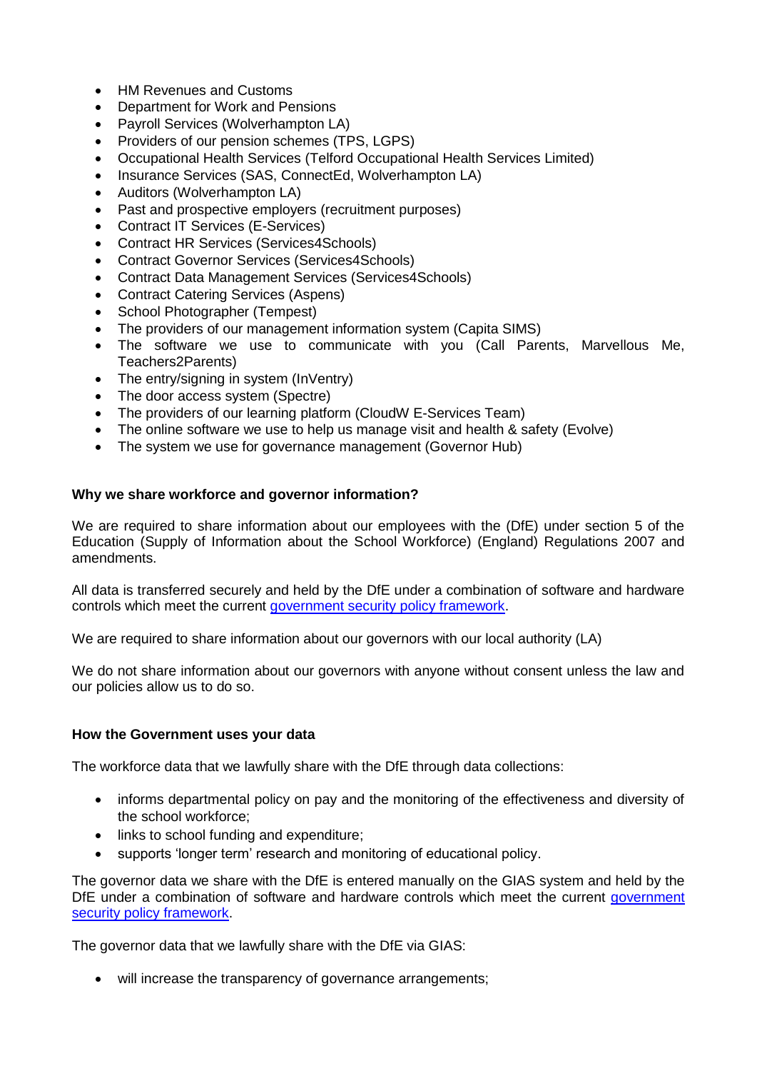- HM Revenues and Customs
- Department for Work and Pensions
- Payroll Services (Wolverhampton LA)
- Providers of our pension schemes (TPS, LGPS)
- Occupational Health Services (Telford Occupational Health Services Limited)
- Insurance Services (SAS, ConnectEd, Wolverhampton LA)
- Auditors (Wolverhampton LA)
- Past and prospective employers (recruitment purposes)
- Contract IT Services (E-Services)
- Contract HR Services (Services4Schools)
- Contract Governor Services (Services4Schools)
- Contract Data Management Services (Services4Schools)
- Contract Catering Services (Aspens)
- School Photographer (Tempest)
- The providers of our management information system (Capita SIMS)
- The software we use to communicate with you (Call Parents, Marvellous Me, Teachers2Parents)
- The entry/signing in system (InVentry)
- The door access system (Spectre)
- The providers of our learning platform (CloudW E-Services Team)
- The online software we use to help us manage visit and health & safety (Evolve)
- The system we use for governance management (Governor Hub)

**Why we share workforce and governor information?**

We are required to share information about our employees with the (DfE) under section 5 of the Education (Supply of Information about the School Workforce) (England) Regulations 2007 and amendments.

All data is transferred securely and held by the DfE under a combination of software and hardware controls which meet the current government security policy framework.

We are required to share information about our governors with our local authority (LA)

We do not share information about our governors with anyone without consent unless the law and our policies allow us to do so.

**How the Government uses your data**

The workforce data that we lawfully share with the DfE through data collections:

- informs departmental policy on pay and the monitoring of the effectiveness and diversity of the school workforce;
- links to school funding and expenditure;
- supports 'longer term' research and monitoring of educational policy.

The governor data we share with the DfE is entered manually on the GIAS system and held by the DfE under a combination of software and hardware controls which meet the current government security policy framework.

The governor data that we lawfully share with the DfE via GIAS:

- will increase the transparency of governance arrangements;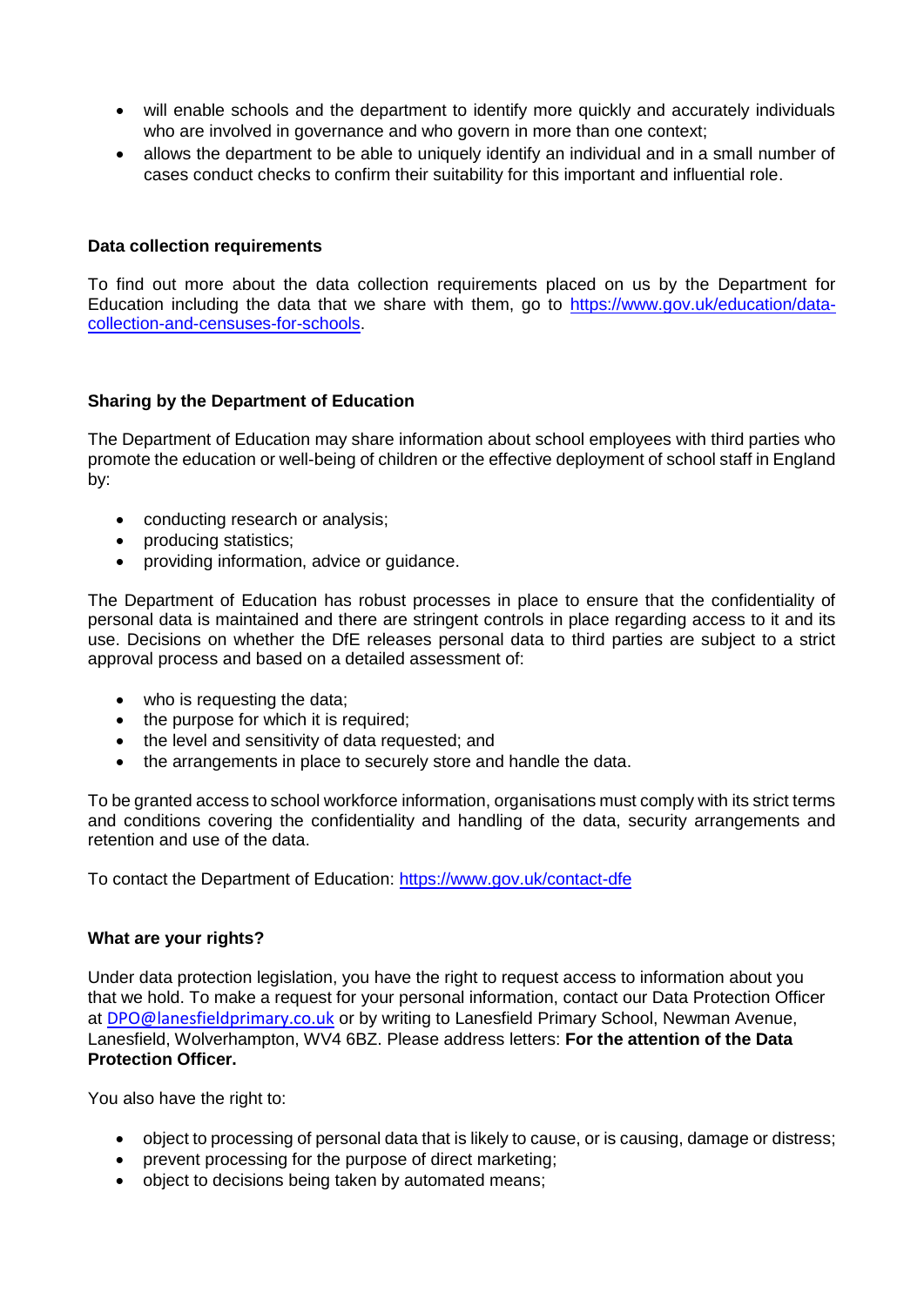- will enable schools and the department to identify more quickly and accurately individuals who are involved in governance and who govern in more than one context;
- allows the department to be able to uniquely identify an individual and in a small number of cases conduct checks to confirm their suitability for this important and influential role.

**Data collection requirements**

To find out more about the data collection requirements placed on us by the Department for Education including the data that we share with them, go to [https://www.gov.uk/education/data-collection-and-censuses-for-schools](https://www.gov.uk/education/data-collection-and-censuses-for-schools).

**Sharing by the Department of Education**

The Department of Education may share information about school employees with third parties who promote the education or well-being of children or the effective deployment of school staff in England by:

- conducting research or analysis;
- producing statistics;
- providing information, advice or guidance.

The Department of Education has robust processes in place to ensure that the confidentiality of personal data is maintained and there are stringent controls in place regarding access to it and its use. Decisions on whether the DfE releases personal data to third parties are subject to a strict approval process and based on a detailed assessment of:

- who is requesting the data;
- the purpose for which it is required;
- the level and sensitivity of data requested; and
- the arrangements in place to securely store and handle the data.

To be granted access to school workforce information, organisations must comply with its strict terms and conditions covering the confidentiality and handling of the data, security arrangements and retention and use of the data.

To contact the Department of Education: [https://www.gov.uk/contact-dfe](https://www.gov.uk/contact-dfe)

**What are your rights?**

Under data protection legislation, you have the right to request access to information about you that we hold. To make a request for your personal information, contact our Data Protection Officer at DPO@lanesfieldprimary.co.uk or by writing to Lanesfield Primary School, Newman Avenue, Lanesfield, Wolverhampton, WV4 6BZ. Please address letters: **For the attention of the Data Protection Officer.**

You also have the right to:

- object to processing of personal data that is likely to cause, or is causing, damage or distress;
- prevent processing for the purpose of direct marketing;
- object to decisions being taken by automated means;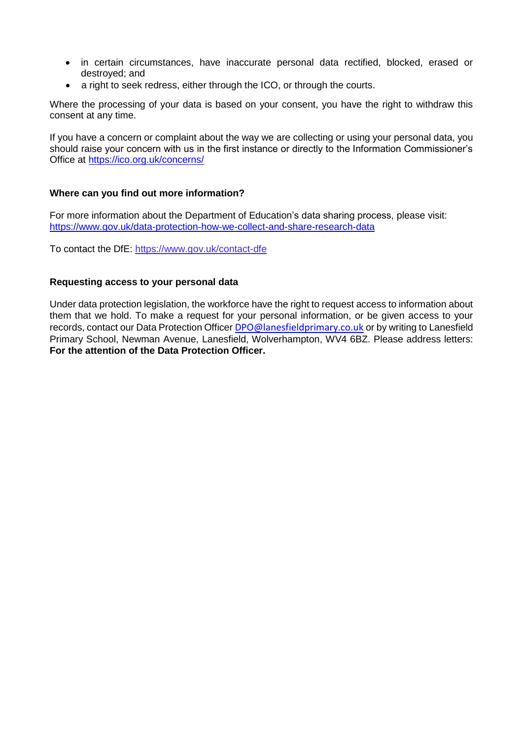- in certain circumstances, have inaccurate personal data rectified, blocked, erased or destroyed; and
- a right to seek redress, either through the ICO, or through the courts.

Where the processing of your data is based on your consent, you have the right to withdraw this consent at any time.

If you have a concern or complaint about the way we are collecting or using your personal data, you should raise your concern with us in the first instance or directly to the Information Commissioner's Office at https://ico.org.uk/concerns/

**Where can you find out more information?**

For more information about the Department of Education's data sharing process, please visit: https://www.gov.uk/data-protection-how-we-collect-and-share-research-data

To contact the DfE: https://www.gov.uk/contact-dfe

**Requesting access to your personal data**

Under data protection legislation, the workforce have the right to request access to information about them that we hold. To make a request for your personal information, or be given access to your records, contact our Data Protection Officer DPO@lanesfieldprimary.co.uk or by writing to Lanesfield Primary School, Newman Avenue, Lanesfield, Wolverhampton, WV4 6BZ. Please address letters: **For the attention of the Data Protection Officer.**